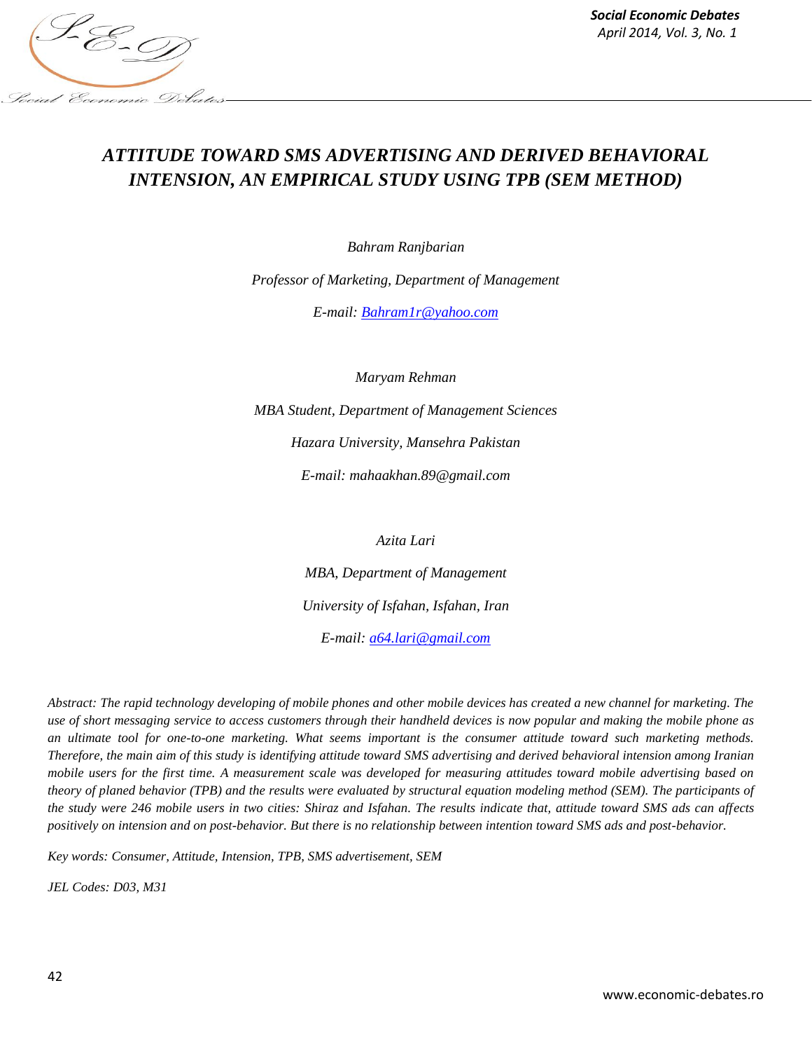# *ATTITUDE TOWARD SMS ADVERTISING AND DERIVED BEHAVIORAL INTENSION, AN EMPIRICAL STUDY USING TPB (SEM METHOD)*

*Bahram Ranjbarian*

*Professor of Marketing, Department of Management*

*E-mail: Bahram1r@yahoo.com*

*Maryam Rehman*

*MBA Student, Department of Management Sciences*

*Hazara University, Mansehra Pakistan*

*E-mail: mahaakhan.89@gmail.com*

*Azita Lari*

*MBA, Department of Management*

*University of Isfahan, Isfahan, Iran*

*E-mail: a64.lari@gmail.com*

*Abstract: The rapid technology developing of mobile phones and other mobile devices has created a new channel for marketing. The use of short messaging service to access customers through their handheld devices is now popular and making the mobile phone as an ultimate tool for one-to-one marketing. What seems important is the consumer attitude toward such marketing methods. Therefore, the main aim of this study is identifying attitude toward SMS advertising and derived behavioral intension among Iranian mobile users for the first time. A measurement scale was developed for measuring attitudes toward mobile advertising based on theory of planed behavior (TPB) and the results were evaluated by structural equation modeling method (SEM). The participants of the study were 246 mobile users in two cities: Shiraz and Isfahan. The results indicate that, attitude toward SMS ads can affects positively on intension and on post-behavior. But there is no relationship between intention toward SMS ads and post-behavior.*

*Key words: Consumer, Attitude, Intension, TPB, SMS advertisement, SEM*

*JEL Codes: D03, M31*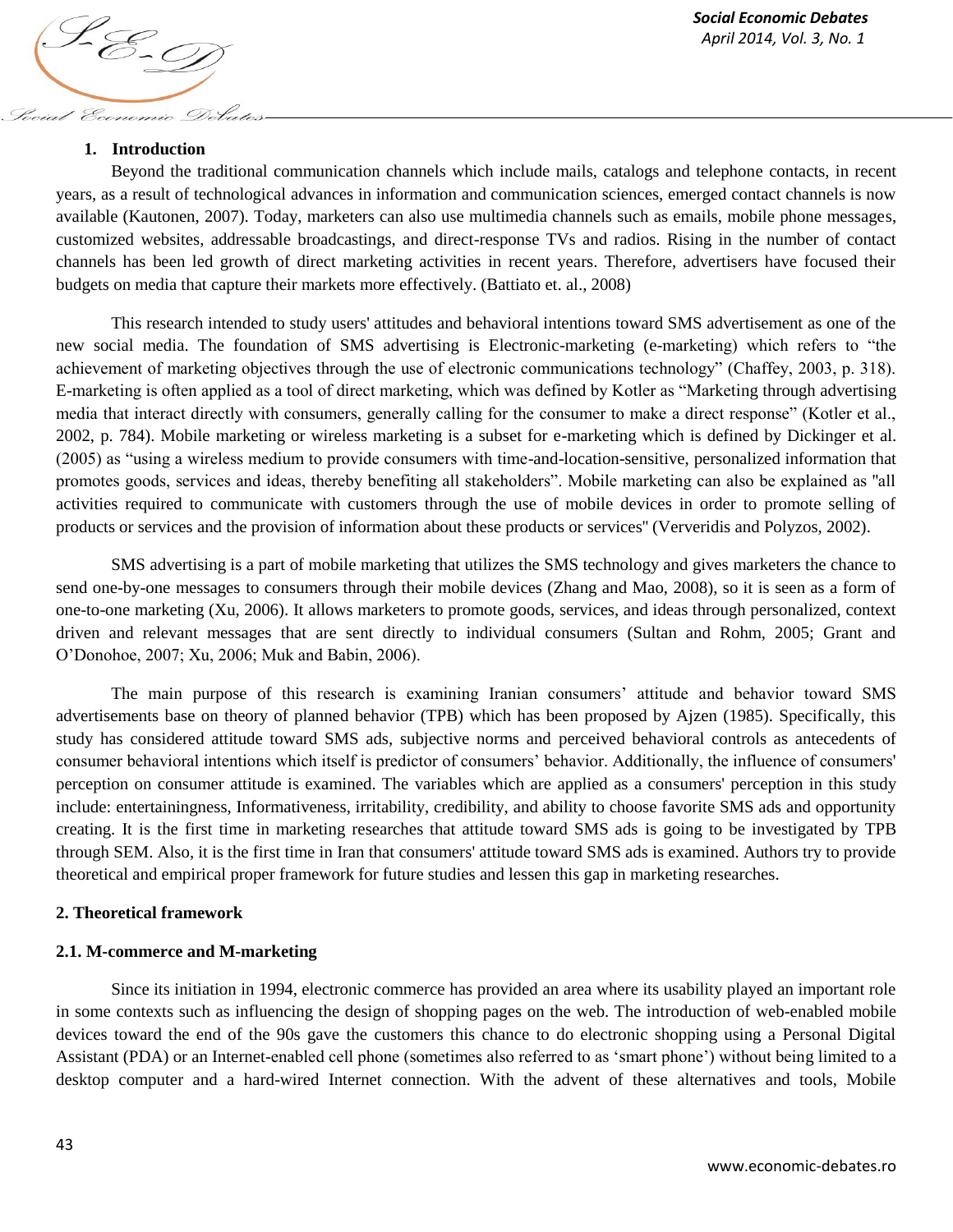## 1. Introduction

Beyond the traditional communication channels which include mails, catalogs and telephone contacts, in recent years, as a result of technological advances in information and communication sciences, emerged contact channels is now available (Kautonen, 2007). Today, marketers can also use multimedia channels such as emails, mobile phone messages, customized websites, addressable broadcastings, and direct-response TVs and radios. Rising in the number of contact channels has been led growth of direct marketing activities in recent years. Therefore, advertisers have focused their budgets on media that capture their markets more effectively. (Battiato et. al., 2008)

This research intended to study users' attitudes and behavioral intentions toward SMS advertisement as one of the new social media. The foundation of SMS advertising is Electronic-marketing (e-marketing) which refers to "the achievement of marketing objectives through the use of electronic communications technology" (Chaffey, 2003, p. 318). E-marketing is often applied as a tool of direct marketing, which was defined by Kotler as "Marketing through advertising media that interact directly with consumers, generally calling for the consumer to make a direct response" (Kotler et al., 2002, p. 784). Mobile marketing or wireless marketing is a subset for e-marketing which is defined by Dickinger et al. (2005) as "using a wireless medium to provide consumers with time-and-location-sensitive, personalized information that promotes goods, services and ideas, thereby benefiting all stakeholders". Mobile marketing can also be explained as "all activities required to communicate with customers through the use of mobile devices in order to promote selling of products or services and the provision of information about these products or services" (Ververidis and Polyzos, 2002).

SMS advertising is a part of mobile marketing that utilizes the SMS technology and gives marketers the chance to send one-by-one messages to consumers through their mobile devices (Zhang and Mao, 2008), so it is seen as a form of one-to-one marketing (Xu, 2006). It allows marketers to promote goods, services, and ideas through personalized, context driven and relevant messages that are sent directly to individual consumers (Sultan and Rohm, 2005; Grant and O'Donohoe, 2007; Xu, 2006; Muk and Babin, 2006).

The main purpose of this research is examining Iranian consumers' attitude and behavior toward SMS advertisements base on theory of planned behavior (TPB) which has been proposed by Ajzen (1985). Specifically, this study has considered attitude toward SMS ads, subjective norms and perceived behavioral controls as antecedents of consumer behavioral intentions which itself is predictor of consumers' behavior. Additionally, the influence of consumers' perception on consumer attitude is examined. The variables which are applied as a consumers' perception in this study include: entertainingness, Informativeness, irritability, credibility, and ability to choose favorite SMS ads and opportunity creating. It is the first time in marketing researches that attitude toward SMS ads is going to be investigated by TPB through SEM. Also, it is the first time in Iran that consumers' attitude toward SMS ads is examined. Authors try to provide theoretical and empirical proper framework for future studies and lessen this gap in marketing researches.

## 2. Theoretical framework

### 2.1. M-commerce and M-marketing

Since its initiation in 1994, electronic commerce has provided an area where its usability played an important role in some contexts such as influencing the design of shopping pages on the web. The introduction of web-enabled mobile devices toward the end of the 90s gave the customers this chance to do electronic shopping using a Personal Digital Assistant (PDA) or an Internet-enabled cell phone (sometimes also referred to as 'smart phone') without being limited to a desktop computer and a hard-wired Internet connection. With the advent of these alternatives and tools, Mobile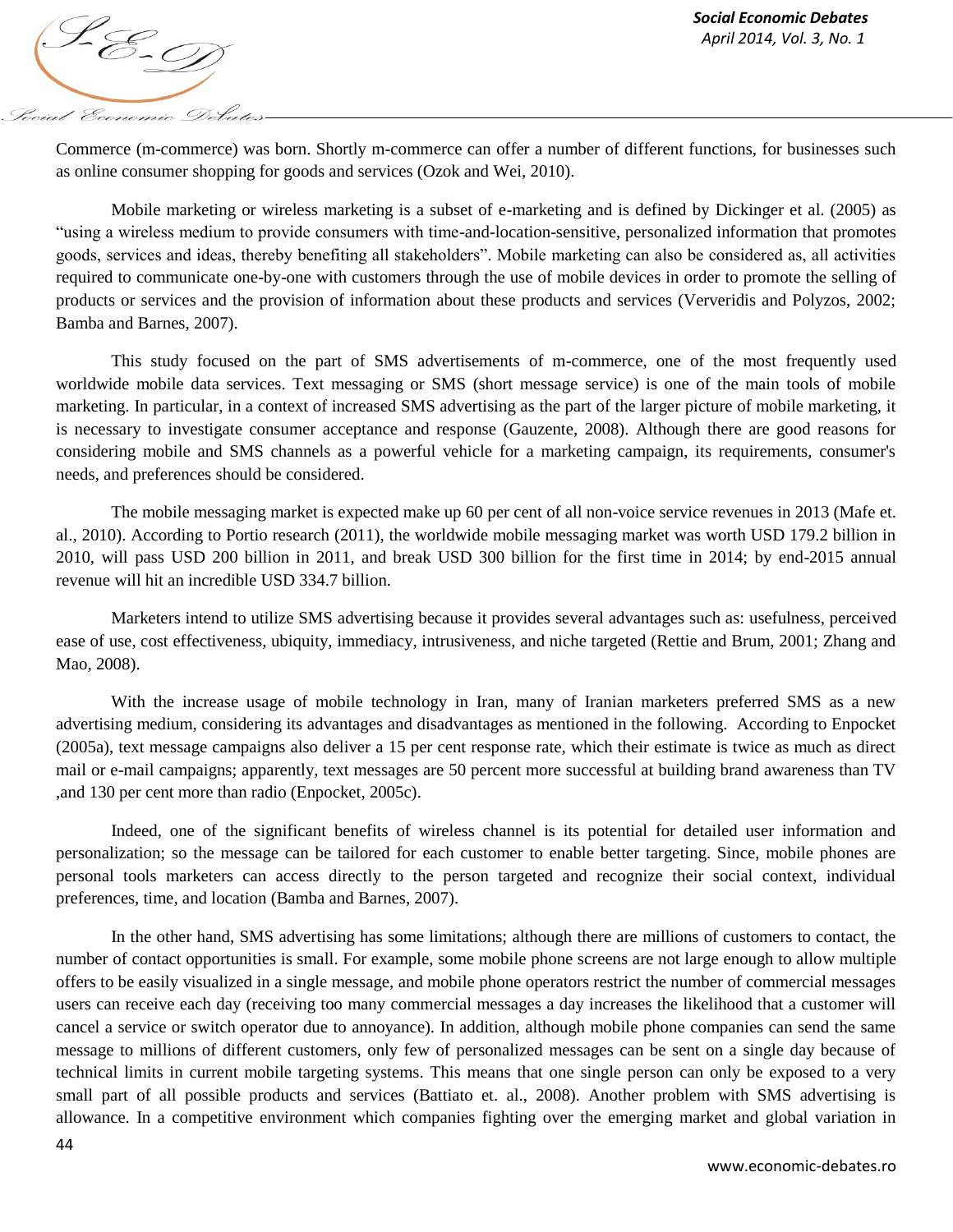Commerce (m-commerce) was born. Shortly m-commerce can offer a number of different functions, for businesses such as online consumer shopping for goods and services (Ozok and Wei, 2010).

Mobile marketing or wireless marketing is a subset of e-marketing and is defined by Dickinger et al. (2005) as "using a wireless medium to provide consumers with time-and-location-sensitive, personalized information that promotes goods, services and ideas, thereby benefiting all stakeholders". Mobile marketing can also be considered as, all activities required to communicate one-by-one with customers through the use of mobile devices in order to promote the selling of products or services and the provision of information about these products and services (Ververidis and Polyzos, 2002; Bamba and Barnes, 2007).

This study focused on the part of SMS advertisements of m-commerce, one of the most frequently used worldwide mobile data services. Text messaging or SMS (short message service) is one of the main tools of mobile marketing. In particular, in a context of increased SMS advertising as the part of the larger picture of mobile marketing, it is necessary to investigate consumer acceptance and response (Gauzente, 2008). Although there are good reasons for considering mobile and SMS channels as a powerful vehicle for a marketing campaign, its requirements, consumer's needs, and preferences should be considered.

The mobile messaging market is expected make up 60 per cent of all non-voice service revenues in 2013 (Mafe et. al., 2010). According to Portio research (2011), the worldwide mobile messaging market was worth USD 179.2 billion in 2010, will pass USD 200 billion in 2011, and break USD 300 billion for the first time in 2014; by end-2015 annual revenue will hit an incredible USD 334.7 billion.

Marketers intend to utilize SMS advertising because it provides several advantages such as: usefulness, perceived ease of use, cost effectiveness, ubiquity, immediacy, intrusiveness, and niche targeted (Rettie and Brum, 2001; Zhang and Mao, 2008).

With the increase usage of mobile technology in Iran, many of Iranian marketers preferred SMS as a new advertising medium, considering its advantages and disadvantages as mentioned in the following. According to Enpocket (2005a), text message campaigns also deliver a 15 per cent response rate, which their estimate is twice as much as direct mail or e-mail campaigns; apparently, text messages are 50 percent more successful at building brand awareness than TV ,and 130 per cent more than radio (Enpocket, 2005c).

Indeed, one of the significant benefits of wireless channel is its potential for detailed user information and personalization; so the message can be tailored for each customer to enable better targeting. Since, mobile phones are personal tools marketers can access directly to the person targeted and recognize their social context, individual preferences, time, and location (Bamba and Barnes, 2007).

In the other hand, SMS advertising has some limitations; although there are millions of customers to contact, the number of contact opportunities is small. For example, some mobile phone screens are not large enough to allow multiple offers to be easily visualized in a single message, and mobile phone operators restrict the number of commercial messages users can receive each day (receiving too many commercial messages a day increases the likelihood that a customer will cancel a service or switch operator due to annoyance). In addition, although mobile phone companies can send the same message to millions of different customers, only few of personalized messages can be sent on a single day because of technical limits in current mobile targeting systems. This means that one single person can only be exposed to a very small part of all possible products and services (Battiato et. al., 2008). Another problem with SMS advertising is allowance. In a competitive environment which companies fighting over the emerging market and global variation in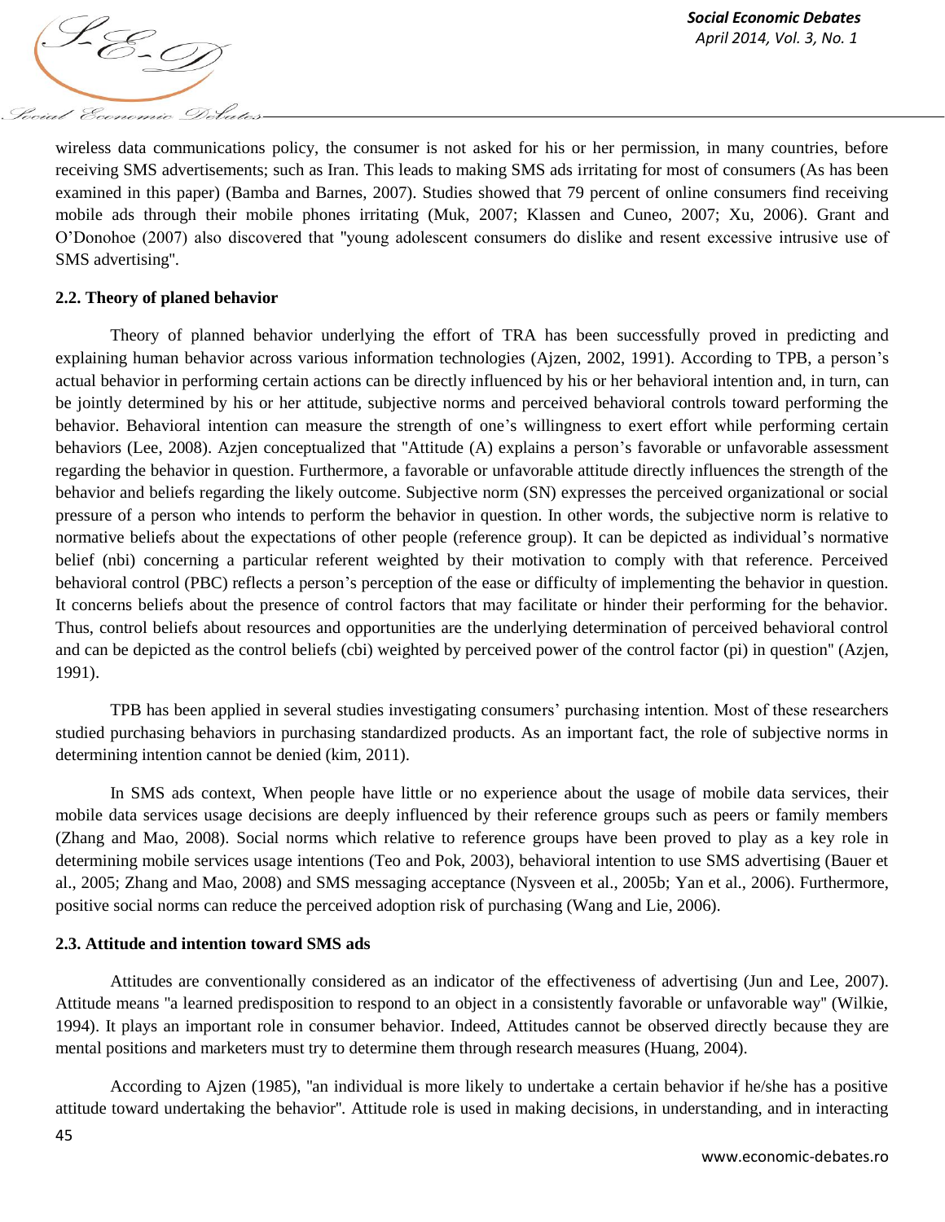wireless data communications policy, the consumer is not asked for his or her permission, in many countries, before receiving SMS advertisements; such as Iran. This leads to making SMS ads irritating for most of consumers (As has been examined in this paper) (Bamba and Barnes, 2007). Studies showed that 79 percent of online consumers find receiving mobile ads through their mobile phones irritating (Muk, 2007; Klassen and Cuneo, 2007; Xu, 2006). Grant and O'Donohoe (2007) also discovered that "young adolescent consumers do dislike and resent excessive intrusive use of SMS advertising".

### 2.2. Theory of planed behavior

Theory of planned behavior underlying the effort of TRA has been successfully proved in predicting and explaining human behavior across various information technologies (Ajzen, 2002, 1991). According to TPB, a person's actual behavior in performing certain actions can be directly influenced by his or her behavioral intention and, in turn, can be jointly determined by his or her attitude, subjective norms and perceived behavioral controls toward performing the behavior. Behavioral intention can measure the strength of one's willingness to exert effort while performing certain behaviors (Lee, 2008). Azjen conceptualized that "Attitude (A) explains a person's favorable or unfavorable assessment regarding the behavior in question. Furthermore, a favorable or unfavorable attitude directly influences the strength of the behavior and beliefs regarding the likely outcome. Subjective norm (SN) expresses the perceived organizational or social pressure of a person who intends to perform the behavior in question. In other words, the subjective norm is relative to normative beliefs about the expectations of other people (reference group). It can be depicted as individual's normative belief (nbi) concerning a particular referent weighted by their motivation to comply with that reference. Perceived behavioral control (PBC) reflects a person's perception of the ease or difficulty of implementing the behavior in question. It concerns beliefs about the presence of control factors that may facilitate or hinder their performing for the behavior. Thus, control beliefs about resources and opportunities are the underlying determination of perceived behavioral control and can be depicted as the control beliefs (cbi) weighted by perceived power of the control factor (pi) in question" (Azjen, 1991).

TPB has been applied in several studies investigating consumers' purchasing intention. Most of these researchers studied purchasing behaviors in purchasing standardized products. As an important fact, the role of subjective norms in determining intention cannot be denied (kim, 2011).

In SMS ads context, When people have little or no experience about the usage of mobile data services, their mobile data services usage decisions are deeply influenced by their reference groups such as peers or family members (Zhang and Mao, 2008). Social norms which relative to reference groups have been proved to play as a key role in determining mobile services usage intentions (Teo and Pok, 2003), behavioral intention to use SMS advertising (Bauer et al., 2005; Zhang and Mao, 2008) and SMS messaging acceptance (Nysveen et al., 2005b; Yan et al., 2006). Furthermore, positive social norms can reduce the perceived adoption risk of purchasing (Wang and Lie, 2006).

### 2.3. Attitude and intention toward SMS ads

Attitudes are conventionally considered as an indicator of the effectiveness of advertising (Jun and Lee, 2007). Attitude means "a learned predisposition to respond to an object in a consistently favorable or unfavorable way" (Wilkie, 1994). It plays an important role in consumer behavior. Indeed, Attitudes cannot be observed directly because they are mental positions and marketers must try to determine them through research measures (Huang, 2004).

According to Ajzen (1985), "an individual is more likely to undertake a certain behavior if he/she has a positive attitude toward undertaking the behavior". Attitude role is used in making decisions, in understanding, and in interacting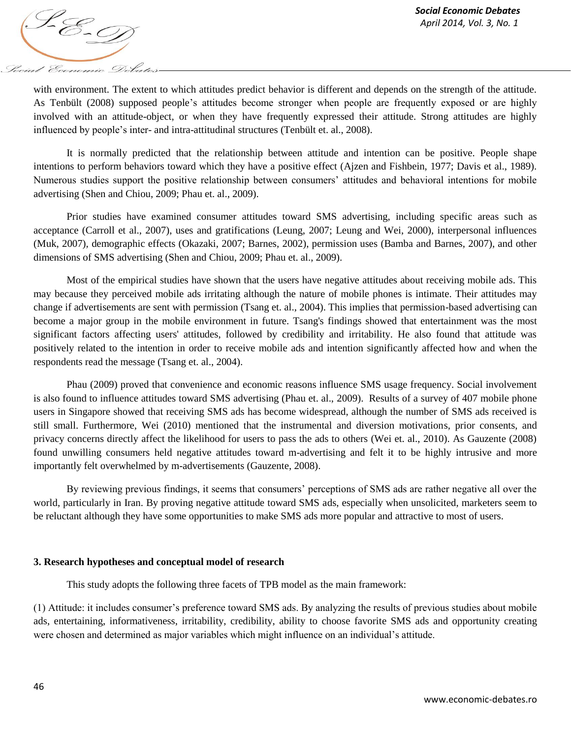with environment. The extent to which attitudes predict behavior is different and depends on the strength of the attitude. As Tenbült (2008) supposed people's attitudes become stronger when people are frequently exposed or are highly involved with an attitude-object, or when they have frequently expressed their attitude. Strong attitudes are highly influenced by people's inter- and intra-attitudinal structures (Tenbült et. al., 2008).

It is normally predicted that the relationship between attitude and intention can be positive. People shape intentions to perform behaviors toward which they have a positive effect (Ajzen and Fishbein, 1977; Davis et al., 1989). Numerous studies support the positive relationship between consumers' attitudes and behavioral intentions for mobile advertising (Shen and Chiou, 2009; Phau et. al., 2009).

Prior studies have examined consumer attitudes toward SMS advertising, including specific areas such as acceptance (Carroll et al., 2007), uses and gratifications (Leung, 2007; Leung and Wei, 2000), interpersonal influences (Muk, 2007), demographic effects (Okazaki, 2007; Barnes, 2002), permission uses (Bamba and Barnes, 2007), and other dimensions of SMS advertising (Shen and Chiou, 2009; Phau et. al., 2009).

Most of the empirical studies have shown that the users have negative attitudes about receiving mobile ads. This may because they perceived mobile ads irritating although the nature of mobile phones is intimate. Their attitudes may change if advertisements are sent with permission (Tsang et. al., 2004). This implies that permission-based advertising can become a major group in the mobile environment in future. Tsang's findings showed that entertainment was the most significant factors affecting users' attitudes, followed by credibility and irritability. He also found that attitude was positively related to the intention in order to receive mobile ads and intention significantly affected how and when the respondents read the message (Tsang et. al., 2004).

Phau (2009) proved that convenience and economic reasons influence SMS usage frequency. Social involvement is also found to influence attitudes toward SMS advertising (Phau et. al., 2009). Results of a survey of 407 mobile phone users in Singapore showed that receiving SMS ads has become widespread, although the number of SMS ads received is still small. Furthermore, Wei (2010) mentioned that the instrumental and diversion motivations, prior consents, and privacy concerns directly affect the likelihood for users to pass the ads to others (Wei et. al., 2010). As Gauzente (2008) found unwilling consumers held negative attitudes toward m-advertising and felt it to be highly intrusive and more importantly felt overwhelmed by m-advertisements (Gauzente, 2008).

By reviewing previous findings, it seems that consumers' perceptions of SMS ads are rather negative all over the world, particularly in Iran. By proving negative attitude toward SMS ads, especially when unsolicited, marketers seem to be reluctant although they have some opportunities to make SMS ads more popular and attractive to most of users.

## 3. Research hypotheses and conceptual model of research

This study adopts the following three facets of TPB model as the main framework:

(1) Attitude: it includes consumer's preference toward SMS ads. By analyzing the results of previous studies about mobile ads, entertaining, informativeness, irritability, credibility, ability to choose favorite SMS ads and opportunity creating were chosen and determined as major variables which might influence on an individual's attitude.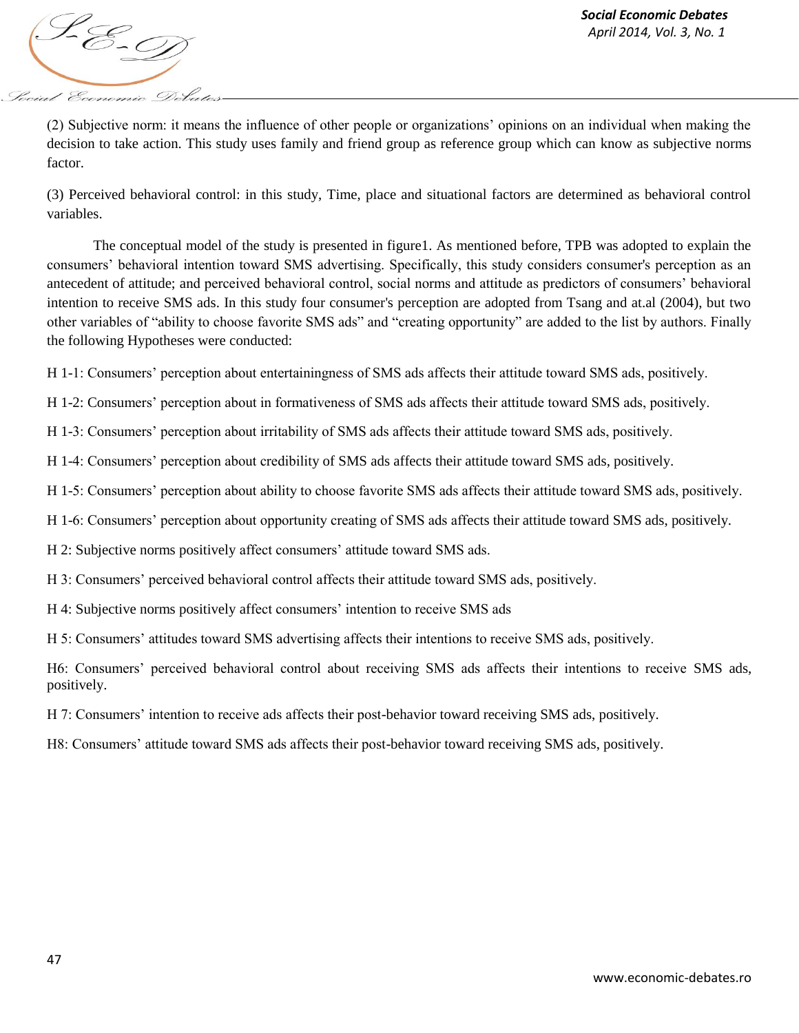(2) Subjective norm: it means the influence of other people or organizations' opinions on an individual when making the decision to take action. This study uses family and friend group as reference group which can know as subjective norms factor.

(3) Perceived behavioral control: in this study, Time, place and situational factors are determined as behavioral control variables.

The conceptual model of the study is presented in figure1. As mentioned before, TPB was adopted to explain the consumers' behavioral intention toward SMS advertising. Specifically, this study considers consumer's perception as an antecedent of attitude; and perceived behavioral control, social norms and attitude as predictors of consumers' behavioral intention to receive SMS ads. In this study four consumer's perception are adopted from Tsang and at.al (2004), but two other variables of "ability to choose favorite SMS ads" and "creating opportunity" are added to the list by authors. Finally the following Hypotheses were conducted:

H 1-1: Consumers' perception about entertainingness of SMS ads affects their attitude toward SMS ads, positively.

H 1-2: Consumers' perception about in formativeness of SMS ads affects their attitude toward SMS ads, positively.

H 1-3: Consumers' perception about irritability of SMS ads affects their attitude toward SMS ads, positively.

H 1-4: Consumers' perception about credibility of SMS ads affects their attitude toward SMS ads, positively.

H 1-5: Consumers' perception about ability to choose favorite SMS ads affects their attitude toward SMS ads, positively.

H 1-6: Consumers' perception about opportunity creating of SMS ads affects their attitude toward SMS ads, positively.

H 2: Subjective norms positively affect consumers' attitude toward SMS ads.

H 3: Consumers' perceived behavioral control affects their attitude toward SMS ads, positively.

H 4: Subjective norms positively affect consumers' intention to receive SMS ads

H 5: Consumers' attitudes toward SMS advertising affects their intentions to receive SMS ads, positively.

H6: Consumers' perceived behavioral control about receiving SMS ads affects their intentions to receive SMS ads, positively.

H 7: Consumers' intention to receive ads affects their post-behavior toward receiving SMS ads, positively.

H8: Consumers' attitude toward SMS ads affects their post-behavior toward receiving SMS ads, positively.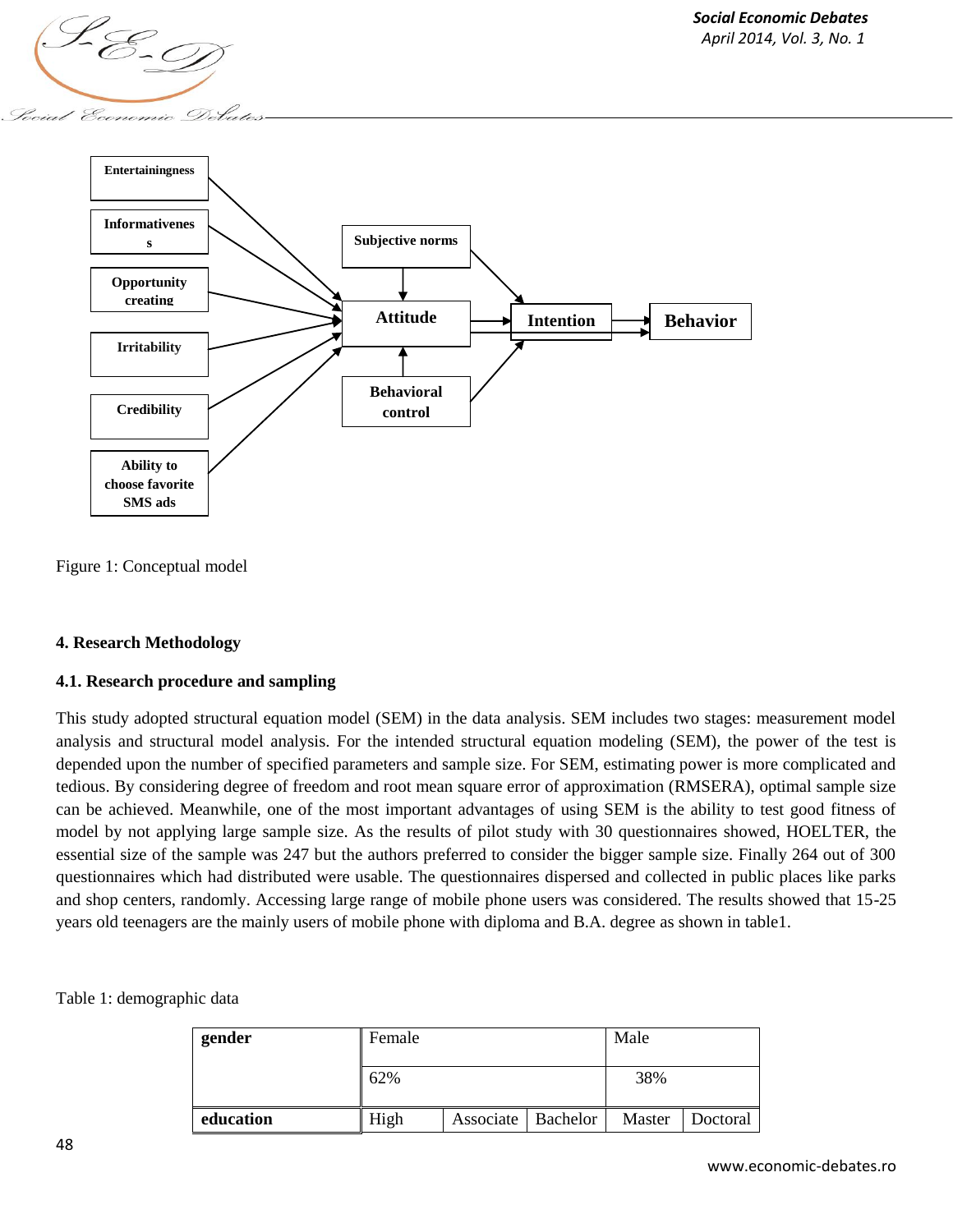Figure 1: Conceptual model

## 4. Research Methodology

### 4.1. Research procedure and sampling

This study adopted structural equation model (SEM) in the data analysis. SEM includes two stages: measurement model analysis and structural model analysis. For the intended structural equation modeling (SEM), the power of the test is depended upon the number of specified parameters and sample size. For SEM, estimating power is more complicated and tedious. By considering degree of freedom and root mean square error of approximation (RMSERA), optimal sample size can be achieved. Meanwhile, one of the most important advantages of using SEM is the ability to test good fitness of model by not applying large sample size. As the results of pilot study with 30 questionnaires showed, HOELTER, the essential size of the sample was 247 but the authors preferred to consider the bigger sample size. Finally 264 out of 300 questionnaires which had distributed were usable. The questionnaires dispersed and collected in public places like parks and shop centers, randomly. Accessing large range of mobile phone users was considered. The results showed that 15-25 years old teenagers are the mainly users of mobile phone with diploma and B.A. degree as shown in table1.

Table 1: demographic data

| **gender** | Female | | | Male | |
|---|---|---|---|---|---|
| | 62% | | | 38% | |
| **education** | High | Associate | Bachelor | Master | Doctoral |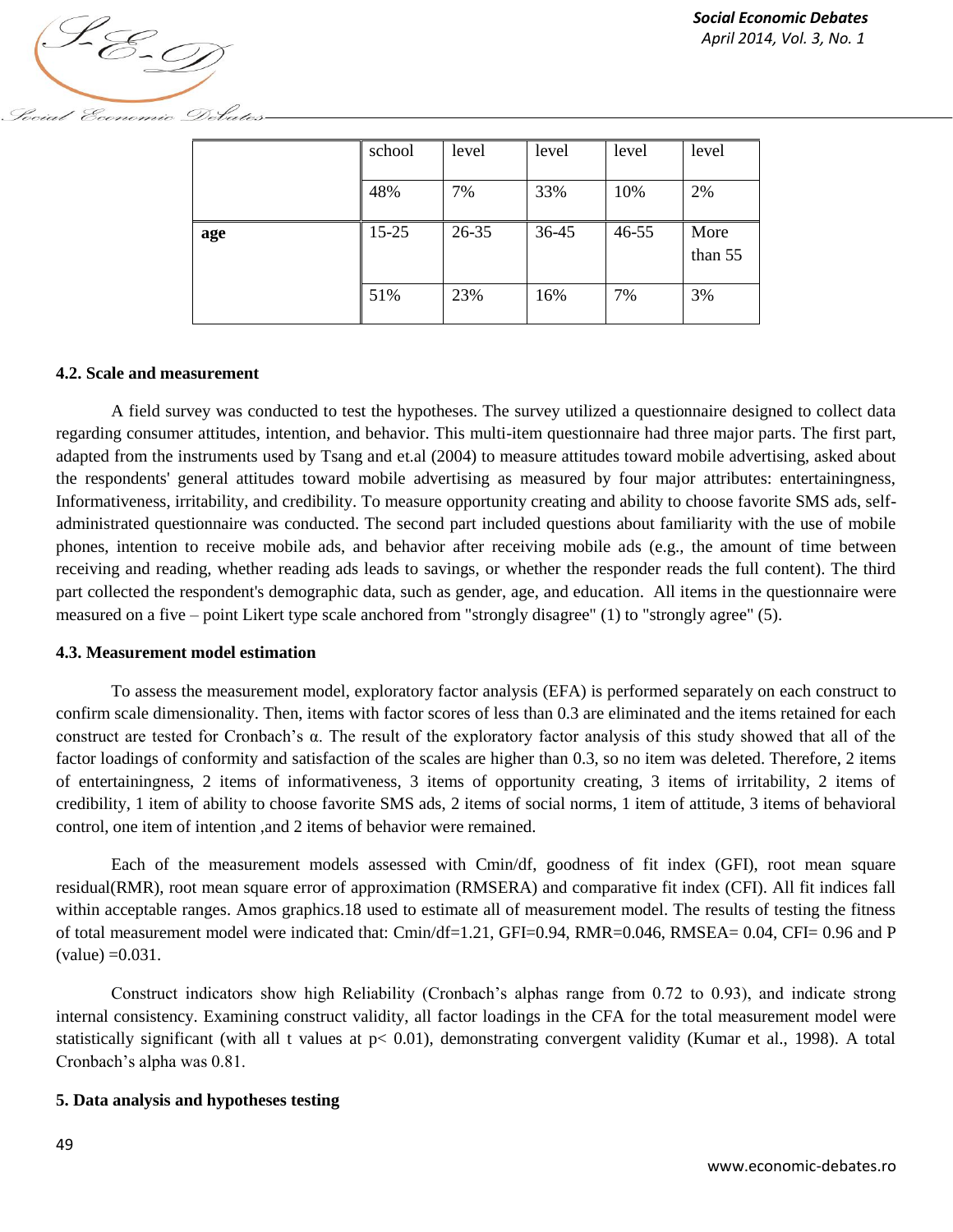| | school | level | level | level | level |
|---|---|---|---|---|---|
| | 48% | 7% | 33% | 10% | 2% |
| **age** | 15-25 | 26-35 | 36-45 | 46-55 | More than 55 |
| | 51% | 23% | 16% | 7% | 3% |

### 4.2. Scale and measurement

A field survey was conducted to test the hypotheses. The survey utilized a questionnaire designed to collect data regarding consumer attitudes, intention, and behavior. This multi-item questionnaire had three major parts. The first part, adapted from the instruments used by Tsang and et.al (2004) to measure attitudes toward mobile advertising, asked about the respondents' general attitudes toward mobile advertising as measured by four major attributes: entertainingness, Informativeness, irritability, and credibility. To measure opportunity creating and ability to choose favorite SMS ads, self-administrated questionnaire was conducted. The second part included questions about familiarity with the use of mobile phones, intention to receive mobile ads, and behavior after receiving mobile ads (e.g., the amount of time between receiving and reading, whether reading ads leads to savings, or whether the responder reads the full content). The third part collected the respondent's demographic data, such as gender, age, and education. All items in the questionnaire were measured on a five – point Likert type scale anchored from "strongly disagree" (1) to "strongly agree" (5).

### 4.3. Measurement model estimation

To assess the measurement model, exploratory factor analysis (EFA) is performed separately on each construct to confirm scale dimensionality. Then, items with factor scores of less than 0.3 are eliminated and the items retained for each construct are tested for Cronbach's α. The result of the exploratory factor analysis of this study showed that all of the factor loadings of conformity and satisfaction of the scales are higher than 0.3, so no item was deleted. Therefore, 2 items of entertainingness, 2 items of informativeness, 3 items of opportunity creating, 3 items of irritability, 2 items of credibility, 1 item of ability to choose favorite SMS ads, 2 items of social norms, 1 item of attitude, 3 items of behavioral control, one item of intention ,and 2 items of behavior were remained.

Each of the measurement models assessed with Cmin/df, goodness of fit index (GFI), root mean square residual(RMR), root mean square error of approximation (RMSERA) and comparative fit index (CFI). All fit indices fall within acceptable ranges. Amos graphics.18 used to estimate all of measurement model. The results of testing the fitness of total measurement model were indicated that: Cmin/df=1.21, GFI=0.94, RMR=0.046, RMSEA= 0.04, CFI= 0.96 and P (value) =0.031.

Construct indicators show high Reliability (Cronbach's alphas range from 0.72 to 0.93), and indicate strong internal consistency. Examining construct validity, all factor loadings in the CFA for the total measurement model were statistically significant (with all t values at $p< 0.01$), demonstrating convergent validity (Kumar et al., 1998). A total Cronbach's alpha was 0.81.

## 5. Data analysis and hypotheses testing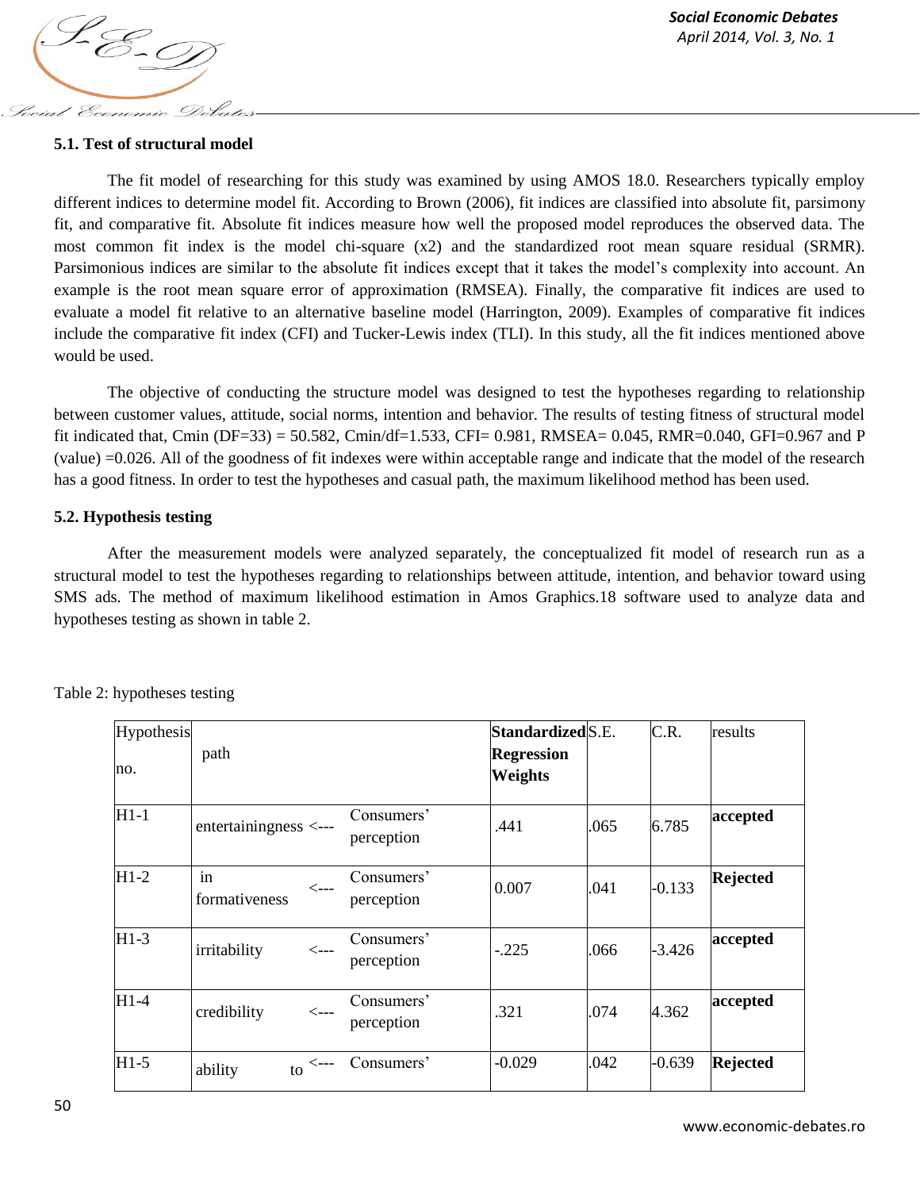### 5.1. Test of structural model

The fit model of researching for this study was examined by using AMOS 18.0. Researchers typically employ different indices to determine model fit. According to Brown (2006), fit indices are classified into absolute fit, parsimony fit, and comparative fit. Absolute fit indices measure how well the proposed model reproduces the observed data. The most common fit index is the model chi-square (x2) and the standardized root mean square residual (SRMR). Parsimonious indices are similar to the absolute fit indices except that it takes the model's complexity into account. An example is the root mean square error of approximation (RMSEA). Finally, the comparative fit indices are used to evaluate a model fit relative to an alternative baseline model (Harrington, 2009). Examples of comparative fit indices include the comparative fit index (CFI) and Tucker-Lewis index (TLI). In this study, all the fit indices mentioned above would be used.

The objective of conducting the structure model was designed to test the hypotheses regarding to relationship between customer values, attitude, social norms, intention and behavior. The results of testing fitness of structural model fit indicated that, Cmin (DF=33) = 50.582, Cmin/df=1.533, CFI= 0.981, RMSEA= 0.045, RMR=0.040, GFI=0.967 and P (value) =0.026. All of the goodness of fit indexes were within acceptable range and indicate that the model of the research has a good fitness. In order to test the hypotheses and casual path, the maximum likelihood method has been used.

### 5.2. Hypothesis testing

After the measurement models were analyzed separately, the conceptualized fit model of research run as a structural model to test the hypotheses regarding to relationships between attitude, intention, and behavior toward using SMS ads. The method of maximum likelihood estimation in Amos Graphics.18 software used to analyze data and hypotheses testing as shown in table 2.

Table 2: hypotheses testing

| Hypothesis no. | path | | | **Standardized Regression Weights** | S.E. | C.R. | results |
|---|---|---|---|---|---|---|---|
| H1-1 | entertainingness | <--- | Consumers' perception | .441 | .065 | 6.785 | **accepted** |
| H1-2 | in formativeness | <--- | Consumers' perception | 0.007 | .041 | -0.133 | **Rejected** |
| H1-3 | irritability | <--- | Consumers' perception | -.225 | .066 | -3.426 | **accepted** |
| H1-4 | credibility | <--- | Consumers' perception | .321 | .074 | 4.362 | **accepted** |
| H1-5 | ability to | <--- | Consumers' | -0.029 | .042 | -0.639 | **Rejected** |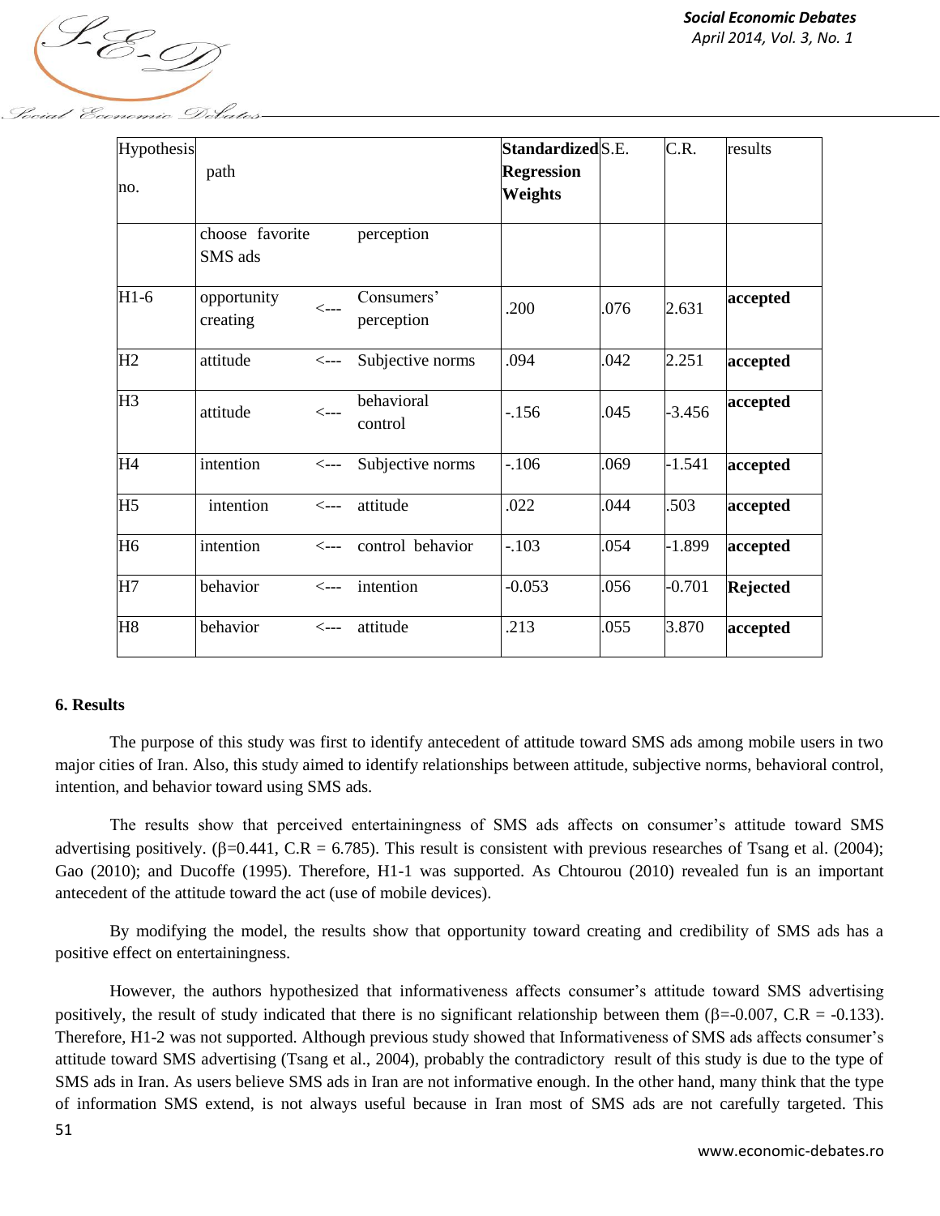| Hypothesis no. | path | | | Standardized Regression Weights | S.E. | C.R. | results |
|---|---|---|---|---|---|---|---|
| | choose favorite SMS ads | | perception | | | | |
| H1-6 | opportunity creating | <--- | Consumers' perception | .200 | .076 | 2.631 | **accepted** |
| H2 | attitude | <--- | Subjective norms | .094 | .042 | 2.251 | **accepted** |
| H3 | attitude | <--- | behavioral control | -.156 | .045 | -3.456 | **accepted** |
| H4 | intention | <--- | Subjective norms | -.106 | .069 | -1.541 | **accepted** |
| H5 | intention | <--- | attitude | .022 | .044 | .503 | **accepted** |
| H6 | intention | <--- | control behavior | -.103 | .054 | -1.899 | **accepted** |
| H7 | behavior | <--- | intention | -0.053 | .056 | -0.701 | **Rejected** |
| H8 | behavior | <--- | attitude | .213 | .055 | 3.870 | **accepted** |

## 6. Results

The purpose of this study was first to identify antecedent of attitude toward SMS ads among mobile users in two major cities of Iran. Also, this study aimed to identify relationships between attitude, subjective norms, behavioral control, intention, and behavior toward using SMS ads.

The results show that perceived entertainingness of SMS ads affects on consumer's attitude toward SMS advertising positively. ($\beta$=0.441, C.R = 6.785). This result is consistent with previous researches of Tsang et al. (2004); Gao (2010); and Ducoffe (1995). Therefore, H1-1 was supported. As Chtourou (2010) revealed fun is an important antecedent of the attitude toward the act (use of mobile devices).

By modifying the model, the results show that opportunity toward creating and credibility of SMS ads has a positive effect on entertainingness.

However, the authors hypothesized that informativeness affects consumer's attitude toward SMS advertising positively, the result of study indicated that there is no significant relationship between them ($\beta$=-0.007, C.R = -0.133). Therefore, H1-2 was not supported. Although previous study showed that Informativeness of SMS ads affects consumer's attitude toward SMS advertising (Tsang et al., 2004), probably the contradictory result of this study is due to the type of SMS ads in Iran. As users believe SMS ads in Iran are not informative enough. In the other hand, many think that the type of information SMS extend, is not always useful because in Iran most of SMS ads are not carefully targeted. This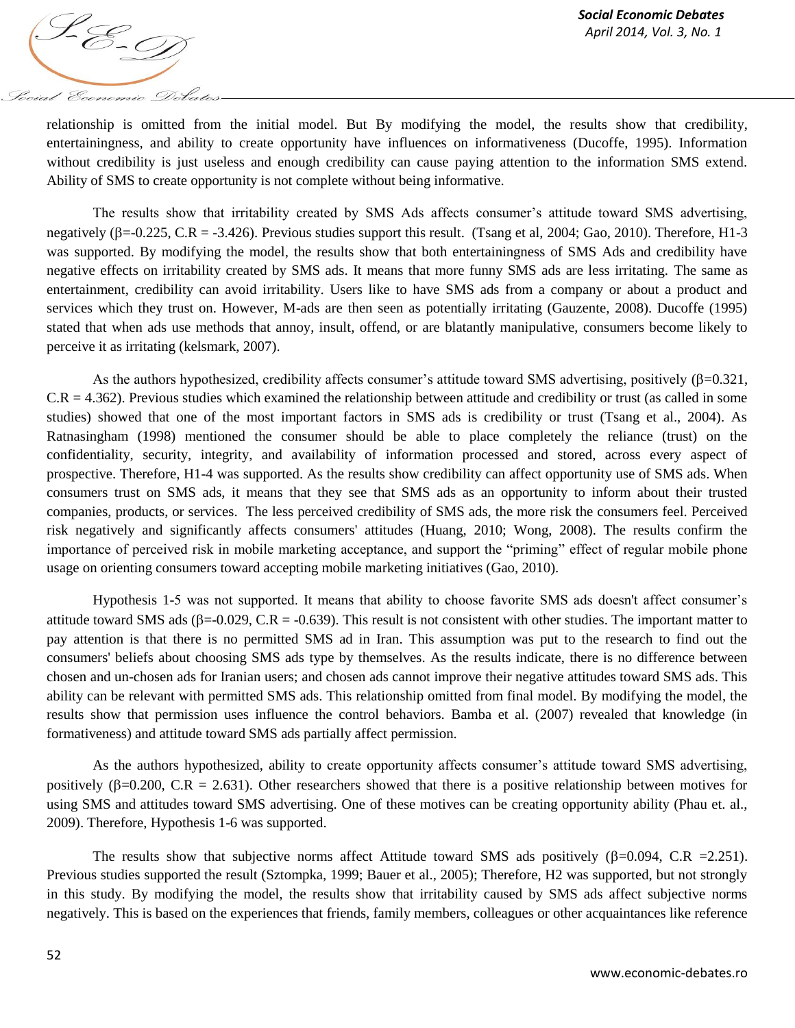relationship is omitted from the initial model. But By modifying the model, the results show that credibility, entertainingness, and ability to create opportunity have influences on informativeness (Ducoffe, 1995). Information without credibility is just useless and enough credibility can cause paying attention to the information SMS extend. Ability of SMS to create opportunity is not complete without being informative.

The results show that irritability created by SMS Ads affects consumer's attitude toward SMS advertising, negatively ($\beta$=-0.225, C.R = -3.426). Previous studies support this result. (Tsang et al, 2004; Gao, 2010). Therefore, H1-3 was supported. By modifying the model, the results show that both entertainingness of SMS Ads and credibility have negative effects on irritability created by SMS ads. It means that more funny SMS ads are less irritating. The same as entertainment, credibility can avoid irritability. Users like to have SMS ads from a company or about a product and services which they trust on. However, M-ads are then seen as potentially irritating (Gauzente, 2008). Ducoffe (1995) stated that when ads use methods that annoy, insult, offend, or are blatantly manipulative, consumers become likely to perceive it as irritating (kelsmark, 2007).

As the authors hypothesized, credibility affects consumer's attitude toward SMS advertising, positively ($\beta$=0.321, C.R = 4.362). Previous studies which examined the relationship between attitude and credibility or trust (as called in some studies) showed that one of the most important factors in SMS ads is credibility or trust (Tsang et al., 2004). As Ratnasingham (1998) mentioned the consumer should be able to place completely the reliance (trust) on the confidentiality, security, integrity, and availability of information processed and stored, across every aspect of prospective. Therefore, H1-4 was supported. As the results show credibility can affect opportunity use of SMS ads. When consumers trust on SMS ads, it means that they see that SMS ads as an opportunity to inform about their trusted companies, products, or services. The less perceived credibility of SMS ads, the more risk the consumers feel. Perceived risk negatively and significantly affects consumers' attitudes (Huang, 2010; Wong, 2008). The results confirm the importance of perceived risk in mobile marketing acceptance, and support the "priming" effect of regular mobile phone usage on orienting consumers toward accepting mobile marketing initiatives (Gao, 2010).

Hypothesis 1-5 was not supported. It means that ability to choose favorite SMS ads doesn't affect consumer's attitude toward SMS ads ($\beta$=-0.029, C.R = -0.639). This result is not consistent with other studies. The important matter to pay attention is that there is no permitted SMS ad in Iran. This assumption was put to the research to find out the consumers' beliefs about choosing SMS ads type by themselves. As the results indicate, there is no difference between chosen and un-chosen ads for Iranian users; and chosen ads cannot improve their negative attitudes toward SMS ads. This ability can be relevant with permitted SMS ads. This relationship omitted from final model. By modifying the model, the results show that permission uses influence the control behaviors. Bamba et al. (2007) revealed that knowledge (in formativeness) and attitude toward SMS ads partially affect permission.

As the authors hypothesized, ability to create opportunity affects consumer's attitude toward SMS advertising, positively ($\beta$=0.200, C.R = 2.631). Other researchers showed that there is a positive relationship between motives for using SMS and attitudes toward SMS advertising. One of these motives can be creating opportunity ability (Phau et. al., 2009). Therefore, Hypothesis 1-6 was supported.

The results show that subjective norms affect Attitude toward SMS ads positively ($\beta$=0.094, C.R =2.251). Previous studies supported the result (Sztompka, 1999; Bauer et al., 2005); Therefore, H2 was supported, but not strongly in this study. By modifying the model, the results show that irritability caused by SMS ads affect subjective norms negatively. This is based on the experiences that friends, family members, colleagues or other acquaintances like reference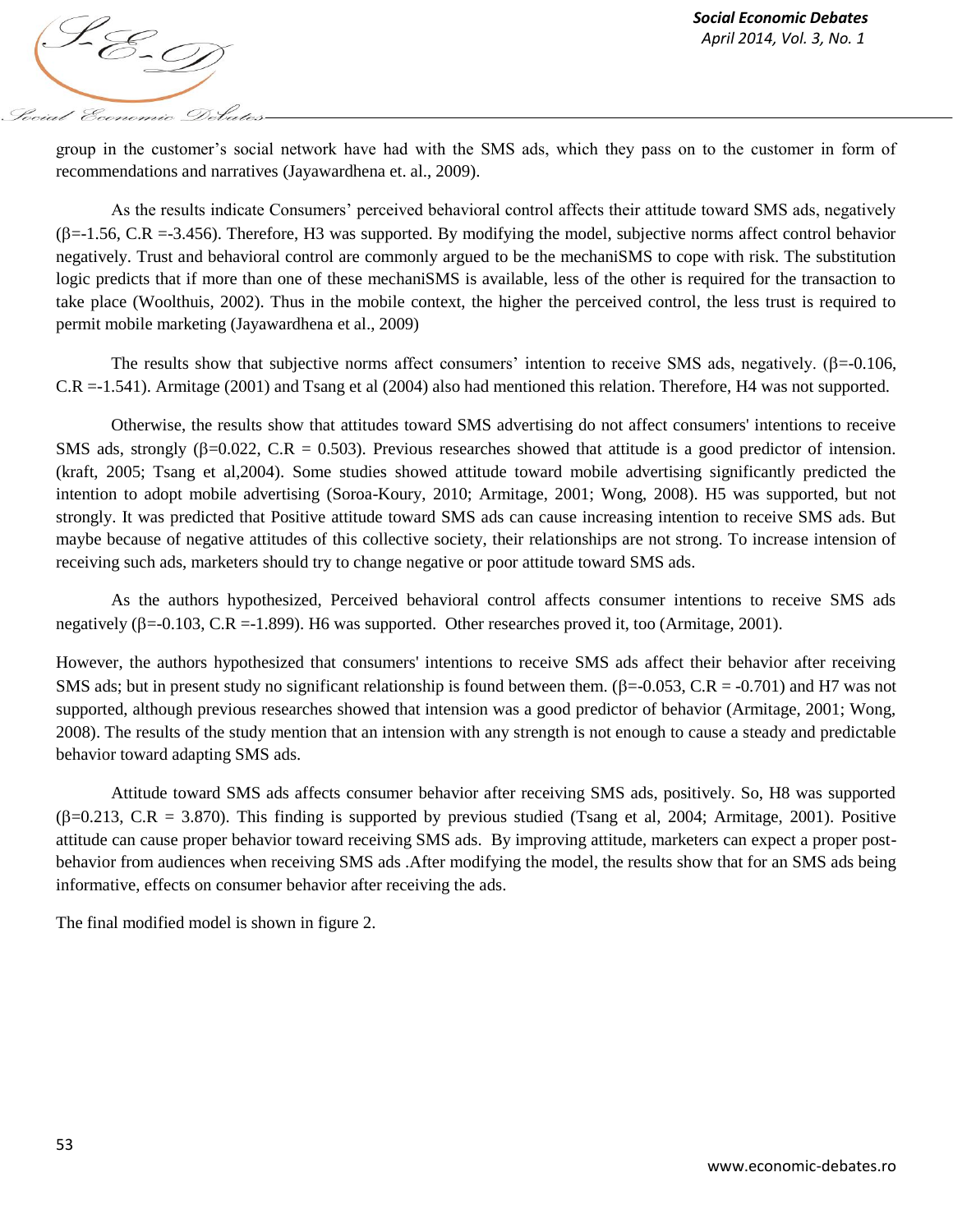group in the customer's social network have had with the SMS ads, which they pass on to the customer in form of recommendations and narratives (Jayawardhena et. al., 2009).

As the results indicate Consumers' perceived behavioral control affects their attitude toward SMS ads, negatively ($\beta$=-1.56, C.R =-3.456). Therefore, H3 was supported. By modifying the model, subjective norms affect control behavior negatively. Trust and behavioral control are commonly argued to be the mechaniSMS to cope with risk. The substitution logic predicts that if more than one of these mechaniSMS is available, less of the other is required for the transaction to take place (Woolthuis, 2002). Thus in the mobile context, the higher the perceived control, the less trust is required to permit mobile marketing (Jayawardhena et al., 2009)

The results show that subjective norms affect consumers' intention to receive SMS ads, negatively. ($\beta$=-0.106, C.R =-1.541). Armitage (2001) and Tsang et al (2004) also had mentioned this relation. Therefore, H4 was not supported.

Otherwise, the results show that attitudes toward SMS advertising do not affect consumers' intentions to receive SMS ads, strongly ($\beta$=0.022, C.R = 0.503). Previous researches showed that attitude is a good predictor of intension. (kraft, 2005; Tsang et al,2004). Some studies showed attitude toward mobile advertising significantly predicted the intention to adopt mobile advertising (Soroa-Koury, 2010; Armitage, 2001; Wong, 2008). H5 was supported, but not strongly. It was predicted that Positive attitude toward SMS ads can cause increasing intention to receive SMS ads. But maybe because of negative attitudes of this collective society, their relationships are not strong. To increase intension of receiving such ads, marketers should try to change negative or poor attitude toward SMS ads.

As the authors hypothesized, Perceived behavioral control affects consumer intentions to receive SMS ads negatively ($\beta$=-0.103, C.R =-1.899). H6 was supported. Other researches proved it, too (Armitage, 2001).

However, the authors hypothesized that consumers' intentions to receive SMS ads affect their behavior after receiving SMS ads; but in present study no significant relationship is found between them. ($\beta$=-0.053, C.R = -0.701) and H7 was not supported, although previous researches showed that intension was a good predictor of behavior (Armitage, 2001; Wong, 2008). The results of the study mention that an intension with any strength is not enough to cause a steady and predictable behavior toward adapting SMS ads.

Attitude toward SMS ads affects consumer behavior after receiving SMS ads, positively. So, H8 was supported ($\beta$=0.213, C.R = 3.870). This finding is supported by previous studied (Tsang et al, 2004; Armitage, 2001). Positive attitude can cause proper behavior toward receiving SMS ads. By improving attitude, marketers can expect a proper post-behavior from audiences when receiving SMS ads .After modifying the model, the results show that for an SMS ads being informative, effects on consumer behavior after receiving the ads.

The final modified model is shown in figure 2.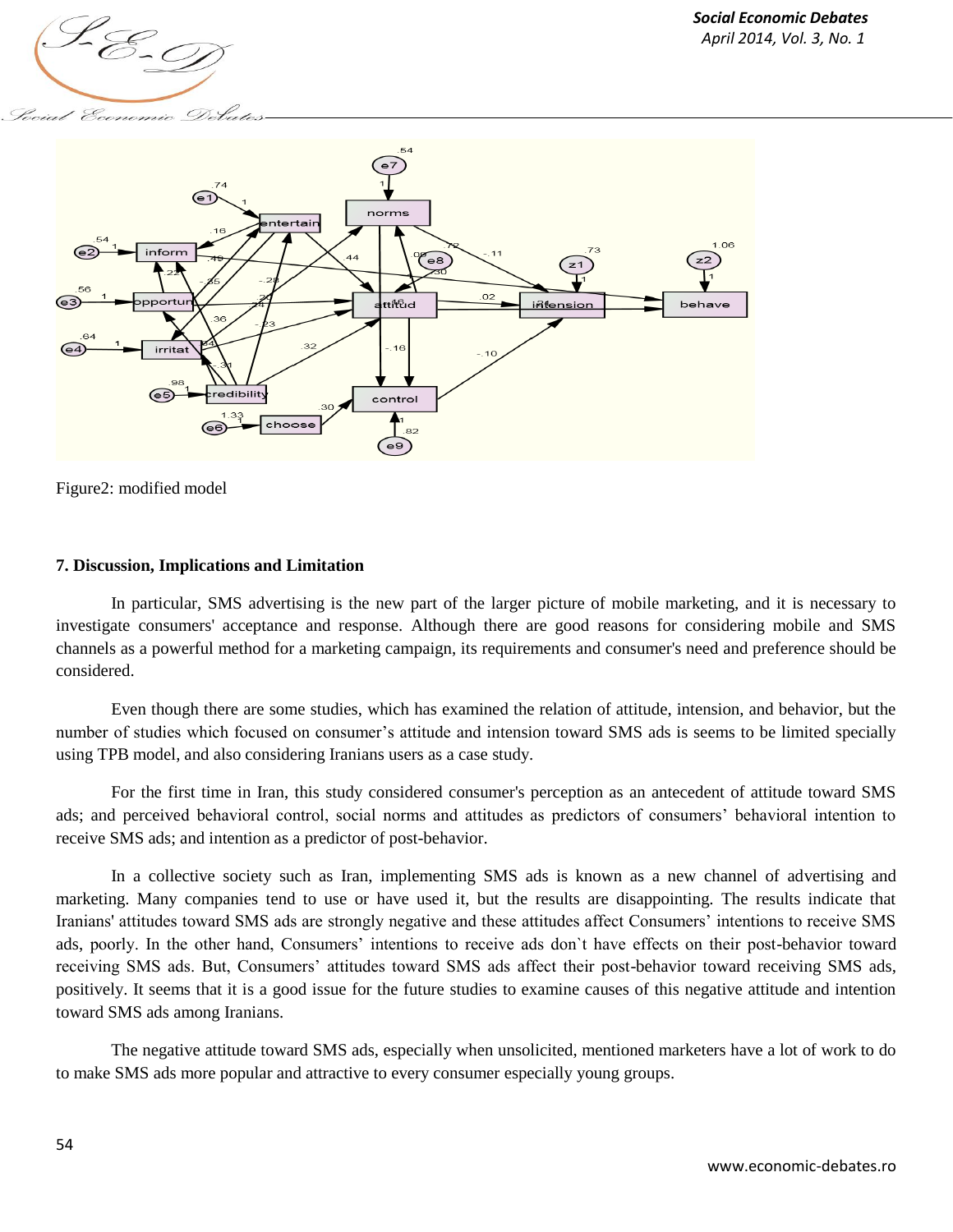Figure2: modified model

**7. Discussion, Implications and Limitation**

In particular, SMS advertising is the new part of the larger picture of mobile marketing, and it is necessary to investigate consumers' acceptance and response. Although there are good reasons for considering mobile and SMS channels as a powerful method for a marketing campaign, its requirements and consumer's need and preference should be considered.

Even though there are some studies, which has examined the relation of attitude, intension, and behavior, but the number of studies which focused on consumer's attitude and intension toward SMS ads is seems to be limited specially using TPB model, and also considering Iranians users as a case study.

For the first time in Iran, this study considered consumer's perception as an antecedent of attitude toward SMS ads; and perceived behavioral control, social norms and attitudes as predictors of consumers' behavioral intention to receive SMS ads; and intention as a predictor of post-behavior.

In a collective society such as Iran, implementing SMS ads is known as a new channel of advertising and marketing. Many companies tend to use or have used it, but the results are disappointing. The results indicate that Iranians' attitudes toward SMS ads are strongly negative and these attitudes affect Consumers' intentions to receive SMS ads, poorly. In the other hand, Consumers' intentions to receive ads don`t have effects on their post-behavior toward receiving SMS ads. But, Consumers' attitudes toward SMS ads affect their post-behavior toward receiving SMS ads, positively. It seems that it is a good issue for the future studies to examine causes of this negative attitude and intention toward SMS ads among Iranians.

The negative attitude toward SMS ads, especially when unsolicited, mentioned marketers have a lot of work to do to make SMS ads more popular and attractive to every consumer especially young groups.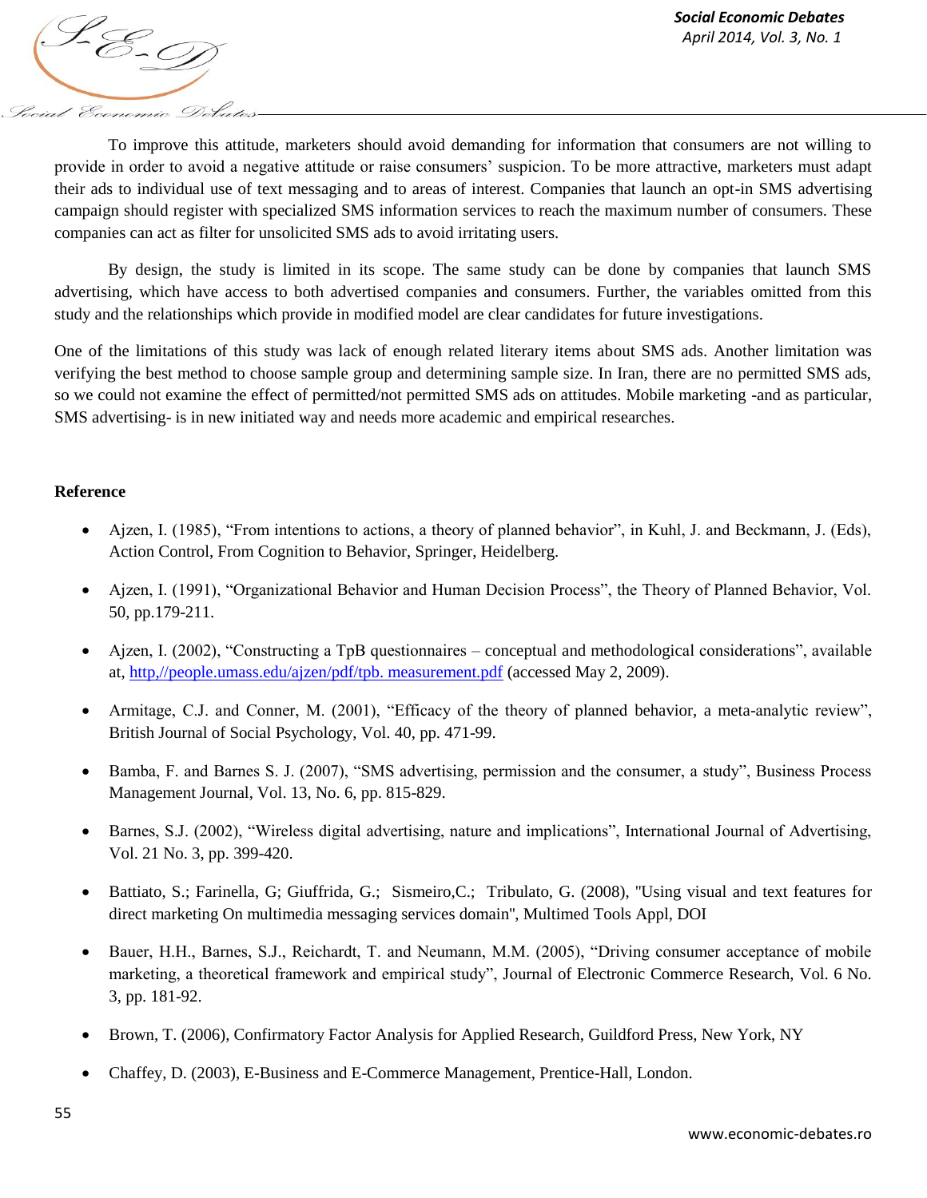To improve this attitude, marketers should avoid demanding for information that consumers are not willing to provide in order to avoid a negative attitude or raise consumers' suspicion. To be more attractive, marketers must adapt their ads to individual use of text messaging and to areas of interest. Companies that launch an opt-in SMS advertising campaign should register with specialized SMS information services to reach the maximum number of consumers. These companies can act as filter for unsolicited SMS ads to avoid irritating users.

By design, the study is limited in its scope. The same study can be done by companies that launch SMS advertising, which have access to both advertised companies and consumers. Further, the variables omitted from this study and the relationships which provide in modified model are clear candidates for future investigations.

One of the limitations of this study was lack of enough related literary items about SMS ads. Another limitation was verifying the best method to choose sample group and determining sample size. In Iran, there are no permitted SMS ads, so we could not examine the effect of permitted/not permitted SMS ads on attitudes. Mobile marketing -and as particular, SMS advertising- is in new initiated way and needs more academic and empirical researches.

**Reference**

- Ajzen, I. (1985), "From intentions to actions, a theory of planned behavior", in Kuhl, J. and Beckmann, J. (Eds), Action Control, From Cognition to Behavior, Springer, Heidelberg.
- Ajzen, I. (1991), "Organizational Behavior and Human Decision Process", the Theory of Planned Behavior, Vol. 50, pp.179-211.
- Ajzen, I. (2002), "Constructing a TpB questionnaires – conceptual and methodological considerations", available at, http,//people.umass.edu/ajzen/pdf/tpb. measurement.pdf (accessed May 2, 2009).
- Armitage, C.J. and Conner, M. (2001), "Efficacy of the theory of planned behavior, a meta-analytic review", British Journal of Social Psychology, Vol. 40, pp. 471-99.
- Bamba, F. and Barnes S. J. (2007), "SMS advertising, permission and the consumer, a study", Business Process Management Journal, Vol. 13, No. 6, pp. 815-829.
- Barnes, S.J. (2002), "Wireless digital advertising, nature and implications", International Journal of Advertising, Vol. 21 No. 3, pp. 399-420.
- Battiato, S.; Farinella, G; Giuffrida, G.; Sismeiro,C.; Tribulato, G. (2008), "Using visual and text features for direct marketing On multimedia messaging services domain", Multimed Tools Appl, DOI
- Bauer, H.H., Barnes, S.J., Reichardt, T. and Neumann, M.M. (2005), "Driving consumer acceptance of mobile marketing, a theoretical framework and empirical study", Journal of Electronic Commerce Research, Vol. 6 No. 3, pp. 181-92.
- Brown, T. (2006), Confirmatory Factor Analysis for Applied Research, Guildford Press, New York, NY
- Chaffey, D. (2003), E-Business and E-Commerce Management, Prentice-Hall, London.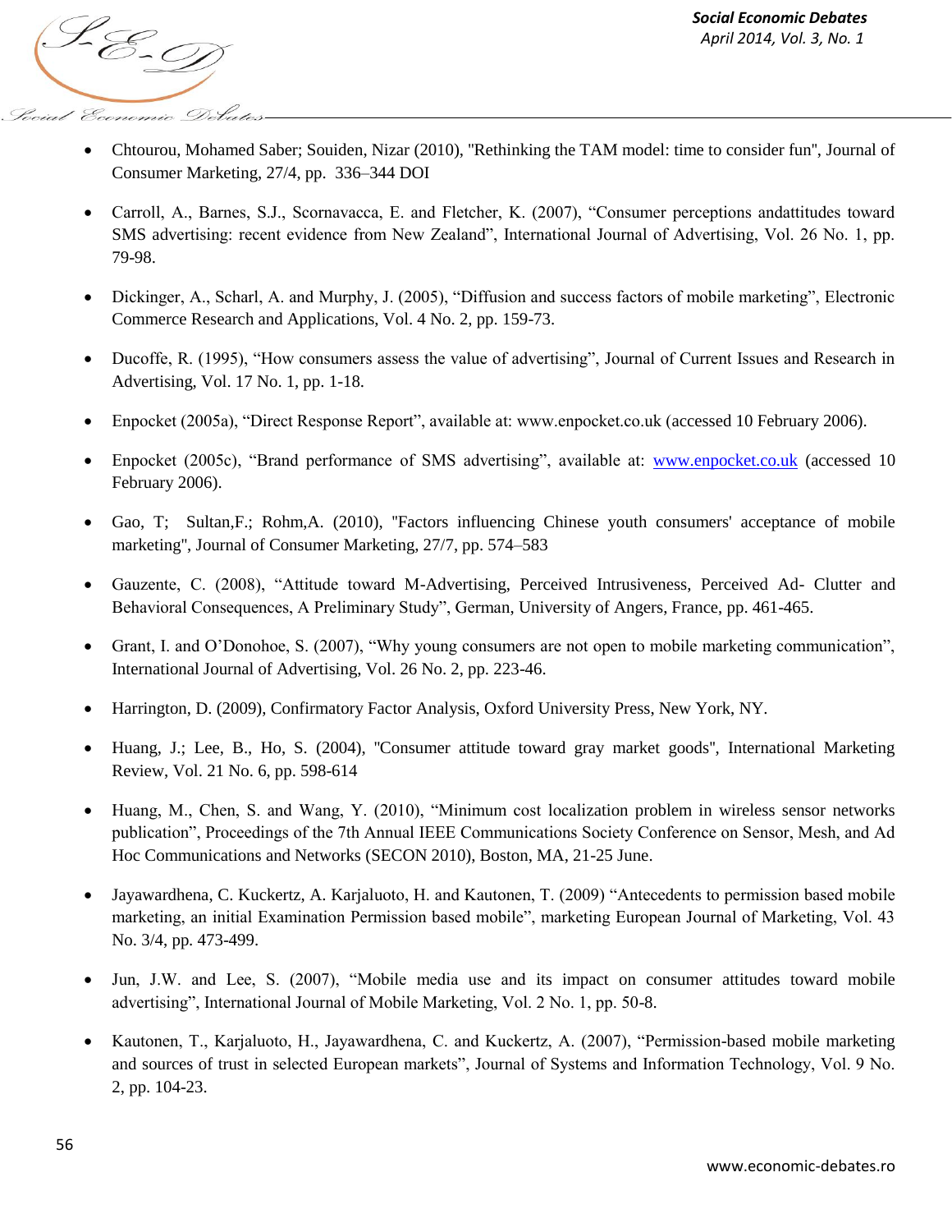- Chtourou, Mohamed Saber; Souiden, Nizar (2010), "Rethinking the TAM model: time to consider fun", Journal of Consumer Marketing, 27/4, pp. 336–344 DOI

- Carroll, A., Barnes, S.J., Scornavacca, E. and Fletcher, K. (2007), "Consumer perceptions andattitudes toward SMS advertising: recent evidence from New Zealand", International Journal of Advertising, Vol. 26 No. 1, pp. 79-98.

- Dickinger, A., Scharl, A. and Murphy, J. (2005), "Diffusion and success factors of mobile marketing", Electronic Commerce Research and Applications, Vol. 4 No. 2, pp. 159-73.

- Ducoffe, R. (1995), "How consumers assess the value of advertising", Journal of Current Issues and Research in Advertising, Vol. 17 No. 1, pp. 1-18.

- Enpocket (2005a), "Direct Response Report", available at: www.enpocket.co.uk (accessed 10 February 2006).

- Enpocket (2005c), "Brand performance of SMS advertising", available at: www.enpocket.co.uk (accessed 10 February 2006).

- Gao, T; Sultan,F.; Rohm,A. (2010), "Factors influencing Chinese youth consumers' acceptance of mobile marketing", Journal of Consumer Marketing, 27/7, pp. 574–583

- Gauzente, C. (2008), "Attitude toward M-Advertising, Perceived Intrusiveness, Perceived Ad- Clutter and Behavioral Consequences, A Preliminary Study", German, University of Angers, France, pp. 461-465.

- Grant, I. and O'Donohoe, S. (2007), "Why young consumers are not open to mobile marketing communication", International Journal of Advertising, Vol. 26 No. 2, pp. 223-46.

- Harrington, D. (2009), Confirmatory Factor Analysis, Oxford University Press, New York, NY.

- Huang, J.; Lee, B., Ho, S. (2004), "Consumer attitude toward gray market goods", International Marketing Review, Vol. 21 No. 6, pp. 598-614

- Huang, M., Chen, S. and Wang, Y. (2010), "Minimum cost localization problem in wireless sensor networks publication", Proceedings of the 7th Annual IEEE Communications Society Conference on Sensor, Mesh, and Ad Hoc Communications and Networks (SECON 2010), Boston, MA, 21-25 June.

- Jayawardhena, C. Kuckertz, A. Karjaluoto, H. and Kautonen, T. (2009) "Antecedents to permission based mobile marketing, an initial Examination Permission based mobile", marketing European Journal of Marketing, Vol. 43 No. 3/4, pp. 473-499.

- Jun, J.W. and Lee, S. (2007), "Mobile media use and its impact on consumer attitudes toward mobile advertising", International Journal of Mobile Marketing, Vol. 2 No. 1, pp. 50-8.

- Kautonen, T., Karjaluoto, H., Jayawardhena, C. and Kuckertz, A. (2007), "Permission-based mobile marketing and sources of trust in selected European markets", Journal of Systems and Information Technology, Vol. 9 No. 2, pp. 104-23.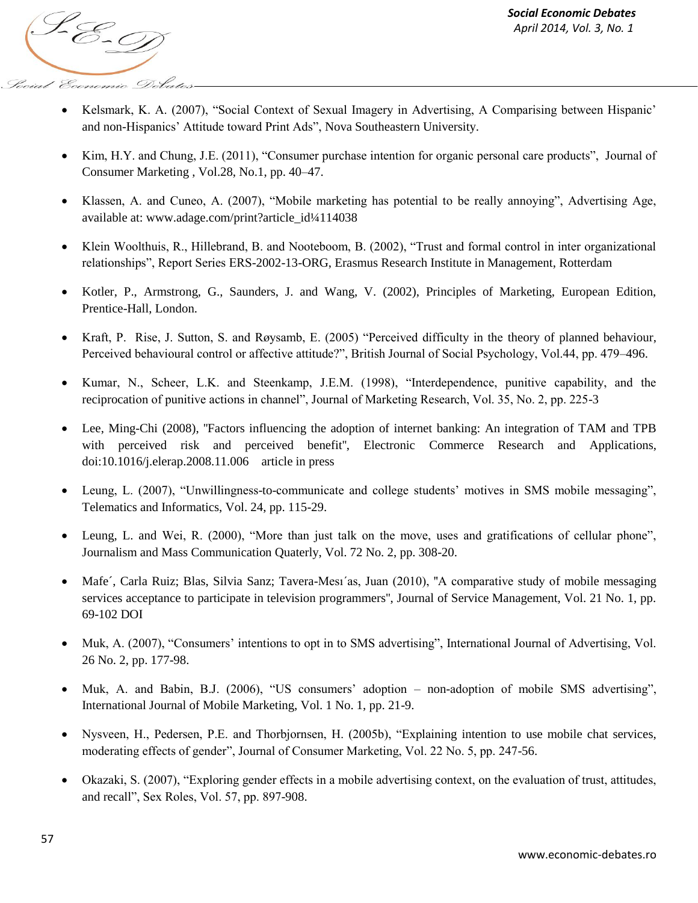- Kelsmark, K. A. (2007), "Social Context of Sexual Imagery in Advertising, A Comparising between Hispanic' and non-Hispanics' Attitude toward Print Ads", Nova Southeastern University.
- Kim, H.Y. and Chung, J.E. (2011), "Consumer purchase intention for organic personal care products", Journal of Consumer Marketing , Vol.28, No.1, pp. 40–47.
- Klassen, A. and Cuneo, A. (2007), "Mobile marketing has potential to be really annoying", Advertising Age, available at: www.adage.com/print?article_id¼114038
- Klein Woolthuis, R., Hillebrand, B. and Nooteboom, B. (2002), "Trust and formal control in inter organizational relationships", Report Series ERS-2002-13-ORG, Erasmus Research Institute in Management, Rotterdam
- Kotler, P., Armstrong, G., Saunders, J. and Wang, V. (2002), Principles of Marketing, European Edition, Prentice-Hall, London.
- Kraft, P. Rise, J. Sutton, S. and Røysamb, E. (2005) "Perceived difficulty in the theory of planned behaviour, Perceived behavioural control or affective attitude?", British Journal of Social Psychology, Vol.44, pp. 479–496.
- Kumar, N., Scheer, L.K. and Steenkamp, J.E.M. (1998), "Interdependence, punitive capability, and the reciprocation of punitive actions in channel", Journal of Marketing Research, Vol. 35, No. 2, pp. 225-3
- Lee, Ming-Chi (2008), "Factors influencing the adoption of internet banking: An integration of TAM and TPB with perceived risk and perceived benefit", Electronic Commerce Research and Applications, doi:10.1016/j.elerap.2008.11.006 article in press
- Leung, L. (2007), "Unwillingness-to-communicate and college students' motives in SMS mobile messaging", Telematics and Informatics, Vol. 24, pp. 115-29.
- Leung, L. and Wei, R. (2000), "More than just talk on the move, uses and gratifications of cellular phone", Journalism and Mass Communication Quaterly, Vol. 72 No. 2, pp. 308-20.
- Mafe´, Carla Ruiz; Blas, Silvia Sanz; Tavera-Mesı´as, Juan (2010), "A comparative study of mobile messaging services acceptance to participate in television programmers", Journal of Service Management, Vol. 21 No. 1, pp. 69-102 DOI
- Muk, A. (2007), "Consumers' intentions to opt in to SMS advertising", International Journal of Advertising, Vol. 26 No. 2, pp. 177-98.
- Muk, A. and Babin, B.J. (2006), "US consumers' adoption – non-adoption of mobile SMS advertising", International Journal of Mobile Marketing, Vol. 1 No. 1, pp. 21-9.
- Nysveen, H., Pedersen, P.E. and Thorbjornsen, H. (2005b), "Explaining intention to use mobile chat services, moderating effects of gender", Journal of Consumer Marketing, Vol. 22 No. 5, pp. 247-56.
- Okazaki, S. (2007), "Exploring gender effects in a mobile advertising context, on the evaluation of trust, attitudes, and recall", Sex Roles, Vol. 57, pp. 897-908.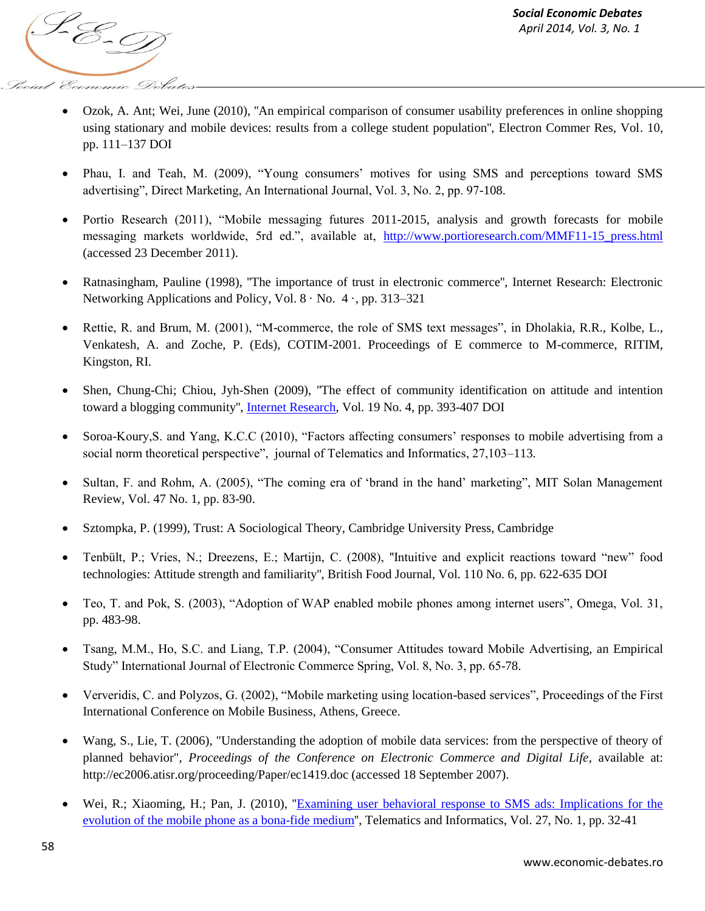- Ozok, A. Ant; Wei, June (2010), "An empirical comparison of consumer usability preferences in online shopping using stationary and mobile devices: results from a college student population", Electron Commer Res, Vol. 10, pp. 111–137 DOI

- Phau, I. and Teah, M. (2009), "Young consumers' motives for using SMS and perceptions toward SMS advertising", Direct Marketing, An International Journal, Vol. 3, No. 2, pp. 97-108.

- Portio Research (2011), "Mobile messaging futures 2011-2015, analysis and growth forecasts for mobile messaging markets worldwide, 5rd ed.", available at, [http://www.portioresearch.com/MMF11-15_press.html](http://www.portioresearch.com/MMF11-15_press.html) (accessed 23 December 2011).

- Ratnasingham, Pauline (1998), "The importance of trust in electronic commerce", Internet Research: Electronic Networking Applications and Policy, Vol. 8 · No. 4 ·, pp. 313–321

- Rettie, R. and Brum, M. (2001), "M-commerce, the role of SMS text messages", in Dholakia, R.R., Kolbe, L., Venkatesh, A. and Zoche, P. (Eds), COTIM-2001. Proceedings of E commerce to M-commerce, RITIM, Kingston, RI.

- Shen, Chung-Chi; Chiou, Jyh-Shen (2009), "The effect of community identification on attitude and intention toward a blogging community", Internet Research, Vol. 19 No. 4, pp. 393-407 DOI

- Soroa-Koury,S. and Yang, K.C.C (2010), "Factors affecting consumers' responses to mobile advertising from a social norm theoretical perspective", journal of Telematics and Informatics, 27,103–113.

- Sultan, F. and Rohm, A. (2005), "The coming era of 'brand in the hand' marketing", MIT Solan Management Review, Vol. 47 No. 1, pp. 83-90.

- Sztompka, P. (1999), Trust: A Sociological Theory, Cambridge University Press, Cambridge

- Tenbült, P.; Vries, N.; Dreezens, E.; Martijn, C. (2008), "Intuitive and explicit reactions toward "new" food technologies: Attitude strength and familiarity", British Food Journal, Vol. 110 No. 6, pp. 622-635 DOI

- Teo, T. and Pok, S. (2003), "Adoption of WAP enabled mobile phones among internet users", Omega, Vol. 31, pp. 483-98.

- Tsang, M.M., Ho, S.C. and Liang, T.P. (2004), "Consumer Attitudes toward Mobile Advertising, an Empirical Study" International Journal of Electronic Commerce Spring, Vol. 8, No. 3, pp. 65-78.

- Ververidis, C. and Polyzos, G. (2002), "Mobile marketing using location-based services", Proceedings of the First International Conference on Mobile Business, Athens, Greece.

- Wang, S., Lie, T. (2006), "Understanding the adoption of mobile data services: from the perspective of theory of planned behavior", *Proceedings of the Conference on Electronic Commerce and Digital Life*, available at: http://ec2006.atisr.org/proceeding/Paper/ec1419.doc (accessed 18 September 2007).

- Wei, R.; Xiaoming, H.; Pan, J. (2010), "Examining user behavioral response to SMS ads: Implications for the evolution of the mobile phone as a bona-fide medium", Telematics and Informatics, Vol. 27, No. 1, pp. 32-41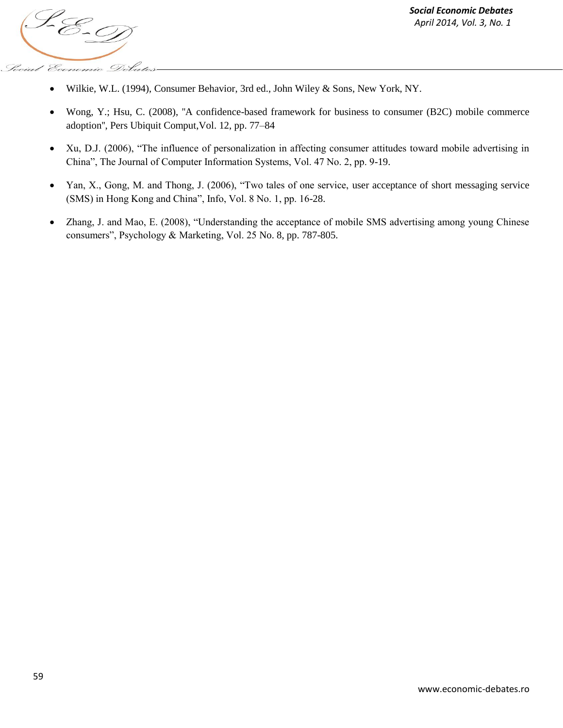- Wilkie, W.L. (1994), Consumer Behavior, 3rd ed., John Wiley & Sons, New York, NY.
- Wong, Y.; Hsu, C. (2008), "A confidence-based framework for business to consumer (B2C) mobile commerce adoption", Pers Ubiquit Comput, Vol. 12, pp. 77–84
- Xu, D.J. (2006), "The influence of personalization in affecting consumer attitudes toward mobile advertising in China", The Journal of Computer Information Systems, Vol. 47 No. 2, pp. 9-19.
- Yan, X., Gong, M. and Thong, J. (2006), "Two tales of one service, user acceptance of short messaging service (SMS) in Hong Kong and China", Info, Vol. 8 No. 1, pp. 16-28.
- Zhang, J. and Mao, E. (2008), "Understanding the acceptance of mobile SMS advertising among young Chinese consumers", Psychology & Marketing, Vol. 25 No. 8, pp. 787-805.